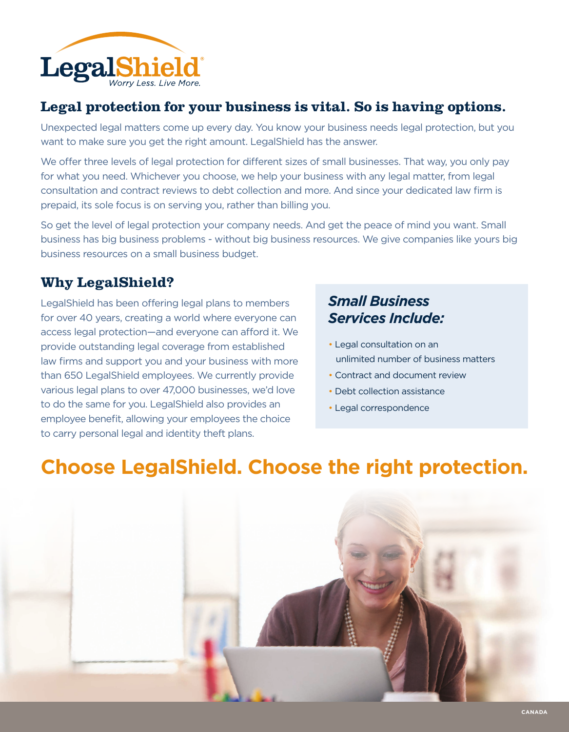LegalShield

*Worry Less. Live More.*

## Legal protection for your business is vital. So is having options.

Unexpected legal matters come up every day. You know your business needs legal protection, but you want to make sure you get the right amount. LegalShield has the answer.

We offer three levels of legal protection for different sizes of small businesses. That way, you only pay for what you need. Whichever you choose, we help your business with any legal matter, from legal consultation and contract reviews to debt collection and more. And since your dedicated law firm is prepaid, its sole focus is on serving you, rather than billing you.

So get the level of legal protection your company needs. And get the peace of mind you want. Small business has big business problems - without big business resources. We give companies like yours big business resources on a small business budget.

## Why LegalShield?

LegalShield has been offering legal plans to members for over 40 years, creating a world where everyone can access legal protection—and everyone can afford it. We provide outstanding legal coverage from established law firms and support you and your business with more than 650 LegalShield employees. We currently provide various legal plans to over 47,000 businesses, we'd love to do the same for you. LegalShield also provides an employee benefit, allowing your employees the choice to carry personal legal and identity theft plans.

### *Small Business Services Include:*

- Legal consultation on an unlimited number of business matters
- Contract and document review
- Debt collection assistance
- Legal correspondence

# Choose LegalShield. Choose the right protection.

CANADA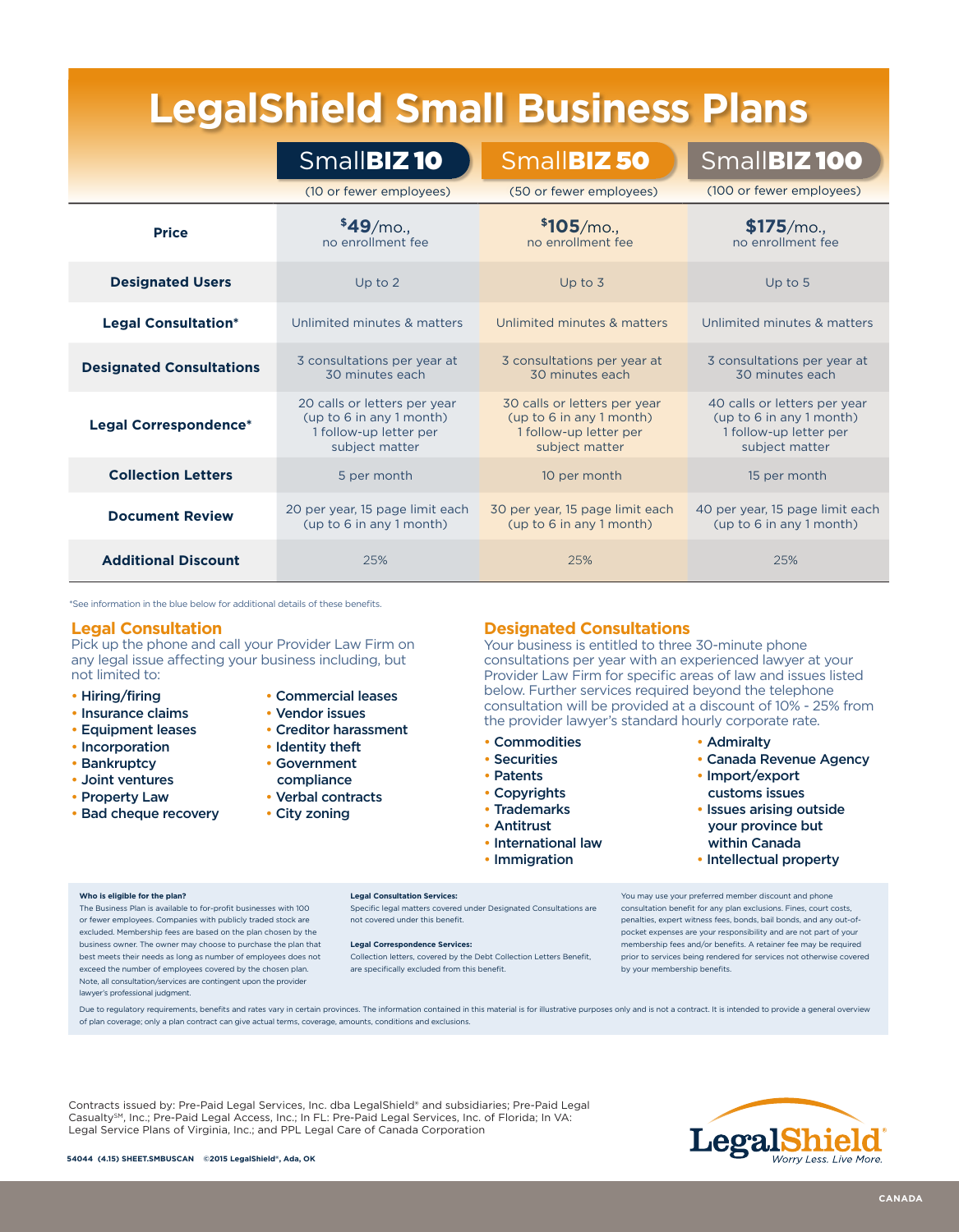# LegalShield Small Business Plans

| | SmallBIZ 10 (10 or fewer employees) | SmallBIZ 50 (50 or fewer employees) | SmallBIZ 100 (100 or fewer employees) |
|---|---|---|---|
| **Price** | $49/mo., no enrollment fee | $105/mo., no enrollment fee | $175/mo., no enrollment fee |
| **Designated Users** | Up to 2 | Up to 3 | Up to 5 |
| **Legal Consultation*** | Unlimited minutes & matters | Unlimited minutes & matters | Unlimited minutes & matters |
| **Designated Consultations** | 3 consultations per year at 30 minutes each | 3 consultations per year at 30 minutes each | 3 consultations per year at 30 minutes each |
| **Legal Correspondence*** | 20 calls or letters per year (up to 6 in any 1 month) 1 follow-up letter per subject matter | 30 calls or letters per year (up to 6 in any 1 month) 1 follow-up letter per subject matter | 40 calls or letters per year (up to 6 in any 1 month) 1 follow-up letter per subject matter |
| **Collection Letters** | 5 per month | 10 per month | 15 per month |
| **Document Review** | 20 per year, 15 page limit each (up to 6 in any 1 month) | 30 per year, 15 page limit each (up to 6 in any 1 month) | 40 per year, 15 page limit each (up to 6 in any 1 month) |
| **Additional Discount** | 25% | 25% | 25% |

*See information in the blue below for additional details of these benefits.

## Legal Consultation

Pick up the phone and call your Provider Law Firm on any legal issue affecting your business including, but not limited to:

- Hiring/firing
- Insurance claims
- Equipment leases
- Incorporation
- Bankruptcy
- Joint ventures
- Property Law
- Bad cheque recovery
- Commercial leases
- Vendor issues
- Creditor harassment
- Identity theft
- Government compliance
- Verbal contracts
- City zoning

## Designated Consultations

Your business is entitled to three 30-minute phone consultations per year with an experienced lawyer at your Provider Law Firm for specific areas of law and issues listed below. Further services required beyond the telephone consultation will be provided at a discount of 10% - 25% from the provider lawyer's standard hourly corporate rate.

- Commodities
- Securities
- Patents
- Copyrights
- Trademarks
- Antitrust
- International law
- Immigration
- Admiralty
- Canada Revenue Agency
- Import/export customs issues
- Issues arising outside your province but within Canada
- Intellectual property

**Who is eligible for the plan?**
The Business Plan is available to for-profit businesses with 100 or fewer employees. Companies with publicly traded stock are excluded. Membership fees are based on the plan chosen by the business owner. The owner may choose to purchase the plan that best meets their needs as long as number of employees does not exceed the number of employees covered by the chosen plan. Note, all consultation/services are contingent upon the provider lawyer's professional judgment.

**Legal Consultation Services:**
Specific legal matters covered under Designated Consultations are not covered under this benefit.

**Legal Correspondence Services:**
Collection letters, covered by the Debt Collection Letters Benefit, are specifically excluded from this benefit.

You may use your preferred member discount and phone consultation benefit for any plan exclusions. Fines, court costs, penalties, expert witness fees, bonds, bail bonds, and any out-of-pocket expenses are your responsibility and are not part of your membership fees and/or benefits. A retainer fee may be required prior to services being rendered for services not otherwise covered by your membership benefits.

Due to regulatory requirements, benefits and rates vary in certain provinces. The information contained in this material is for illustrative purposes only and is not a contract. It is intended to provide a general overview of plan coverage; only a plan contract can give actual terms, coverage, amounts, conditions and exclusions.

Contracts issued by: Pre-Paid Legal Services, Inc. dba LegalShield® and subsidiaries; Pre-Paid Legal Casualty℠, Inc.; Pre-Paid Legal Access, Inc.; In FL: Pre-Paid Legal Services, Inc. of Florida; In VA: Legal Service Plans of Virginia, Inc.; and PPL Legal Care of Canada Corporation

54044 (4.15) SHEET.SMBUSCAN ©2015 LegalShield®, Ada, OK

LegalShield® Worry Less. Live More.

CANADA